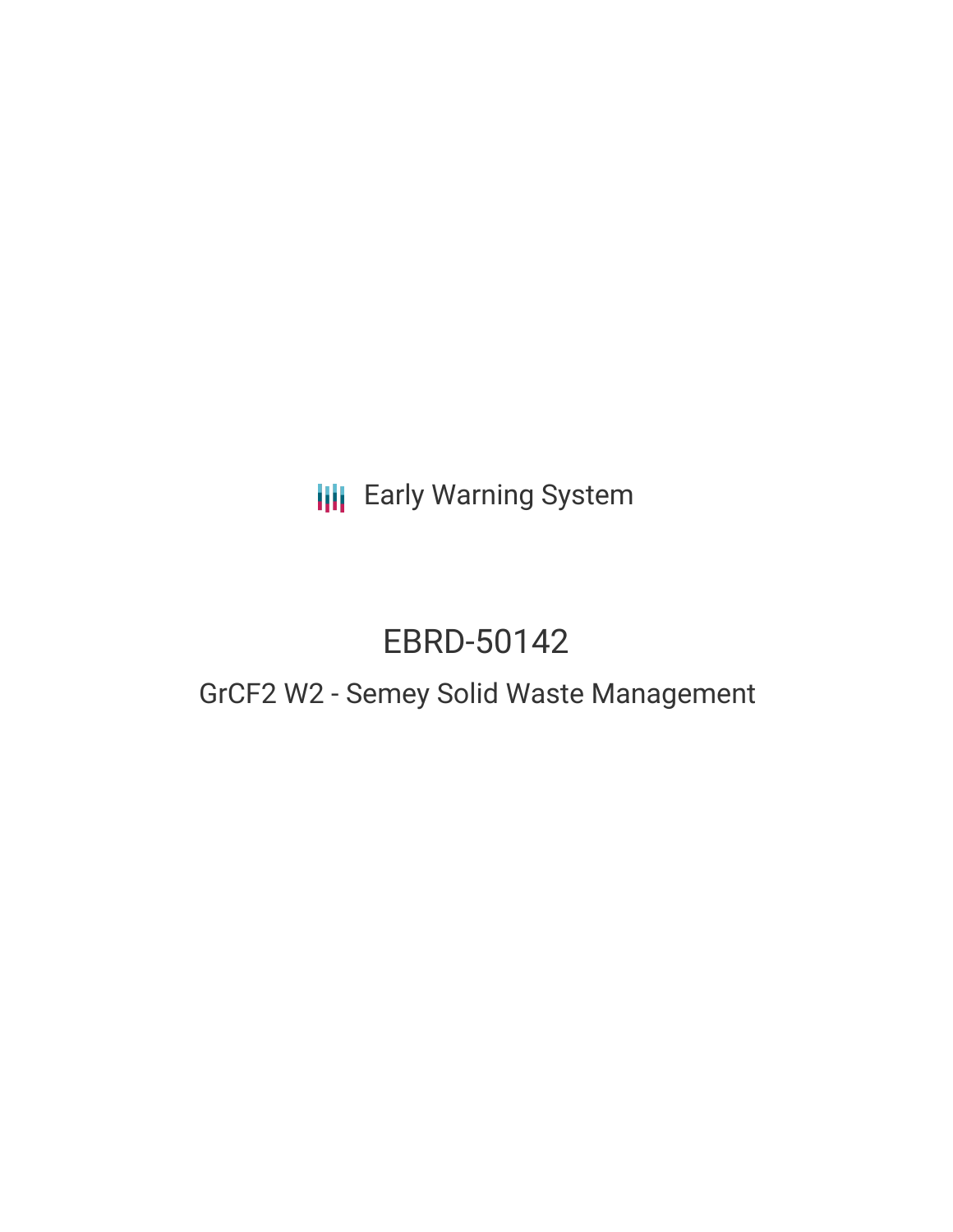Early Warning System

# EBRD-50142

## GrCF2 W2 - Semey Solid Waste Management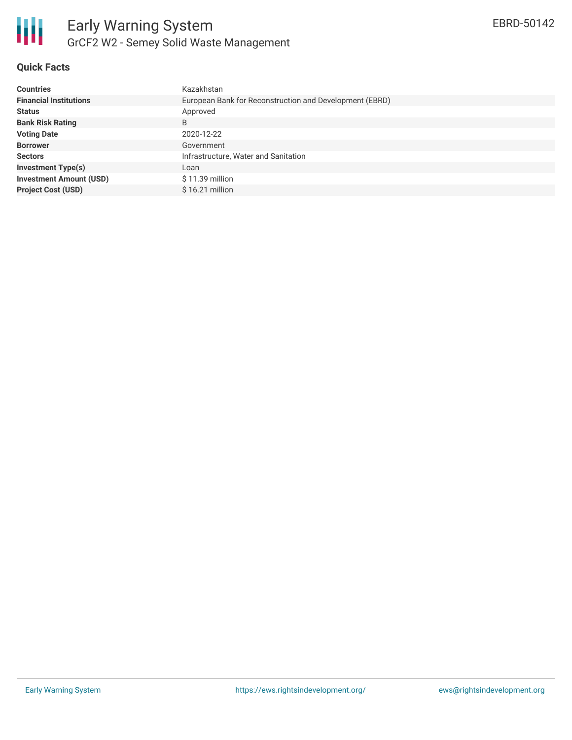# Early Warning System

## GrCF2 W2 - Semey Solid Waste Management

EBRD-50142

### Quick Facts

| | |
|---|---|
| **Countries** | Kazakhstan |
| **Financial Institutions** | European Bank for Reconstruction and Development (EBRD) |
| **Status** | Approved |
| **Bank Risk Rating** | B |
| **Voting Date** | 2020-12-22 |
| **Borrower** | Government |
| **Sectors** | Infrastructure, Water and Sanitation |
| **Investment Type(s)** | Loan |
| **Investment Amount (USD)** | $ 11.39 million |
| **Project Cost (USD)** | $ 16.21 million |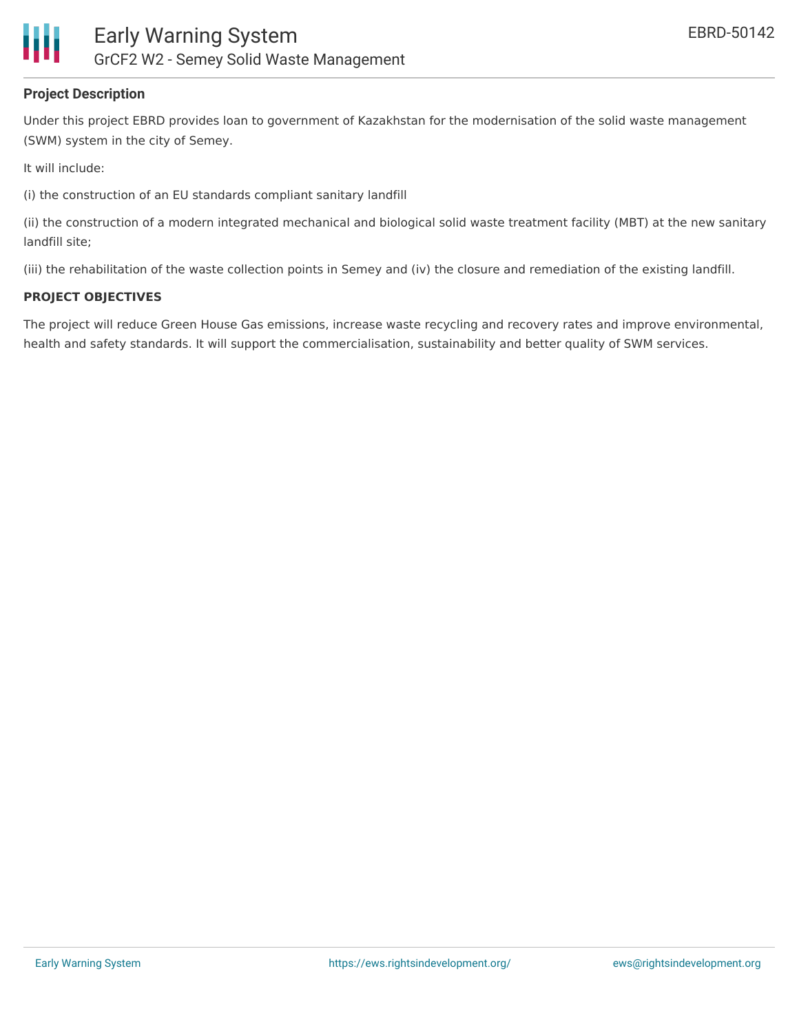## Project Description

Under this project EBRD provides loan to government of Kazakhstan for the modernisation of the solid waste management (SWM) system in the city of Semey.

It will include:

(i) the construction of an EU standards compliant sanitary landfill

(ii) the construction of a modern integrated mechanical and biological solid waste treatment facility (MBT) at the new sanitary landfill site;

(iii) the rehabilitation of the waste collection points in Semey and (iv) the closure and remediation of the existing landfill.

## PROJECT OBJECTIVES

The project will reduce Green House Gas emissions, increase waste recycling and recovery rates and improve environmental, health and safety standards. It will support the commercialisation, sustainability and better quality of SWM services.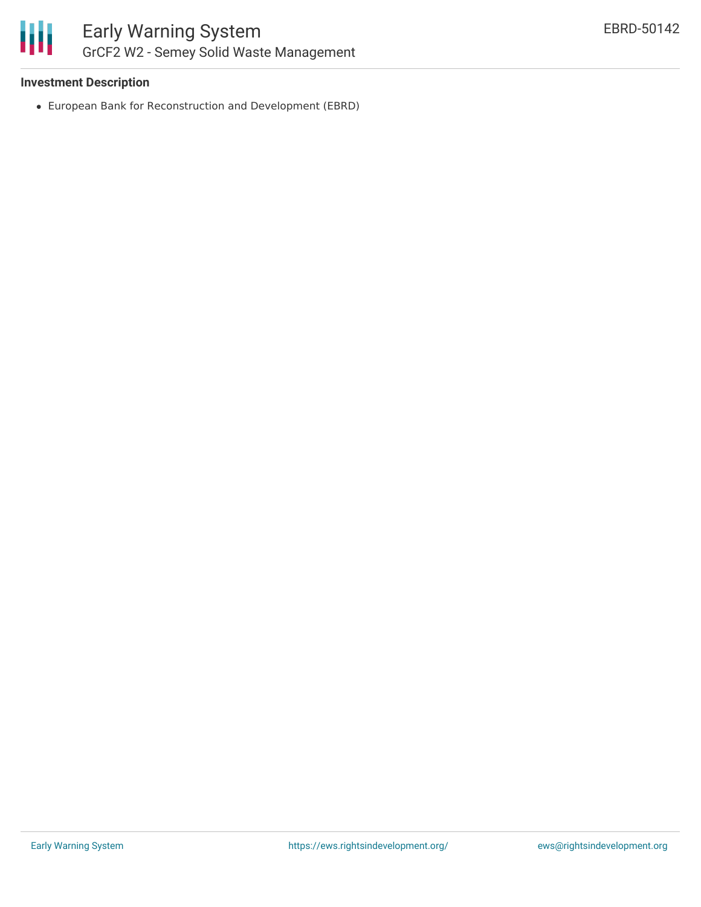### Investment Description

- European Bank for Reconstruction and Development (EBRD)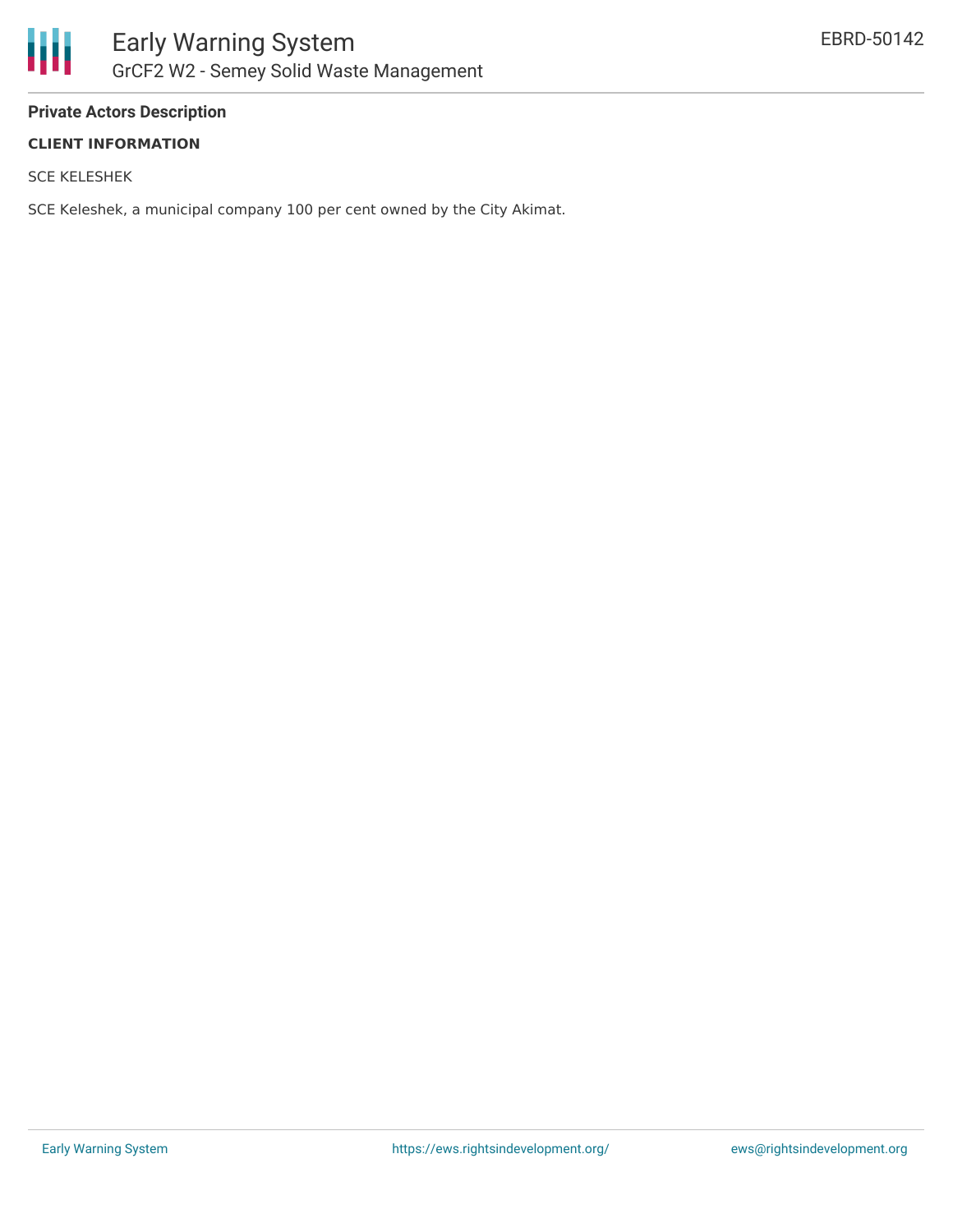**Private Actors Description**

**CLIENT INFORMATION**

SCE KELESHEK

SCE Keleshek, a municipal company 100 per cent owned by the City Akimat.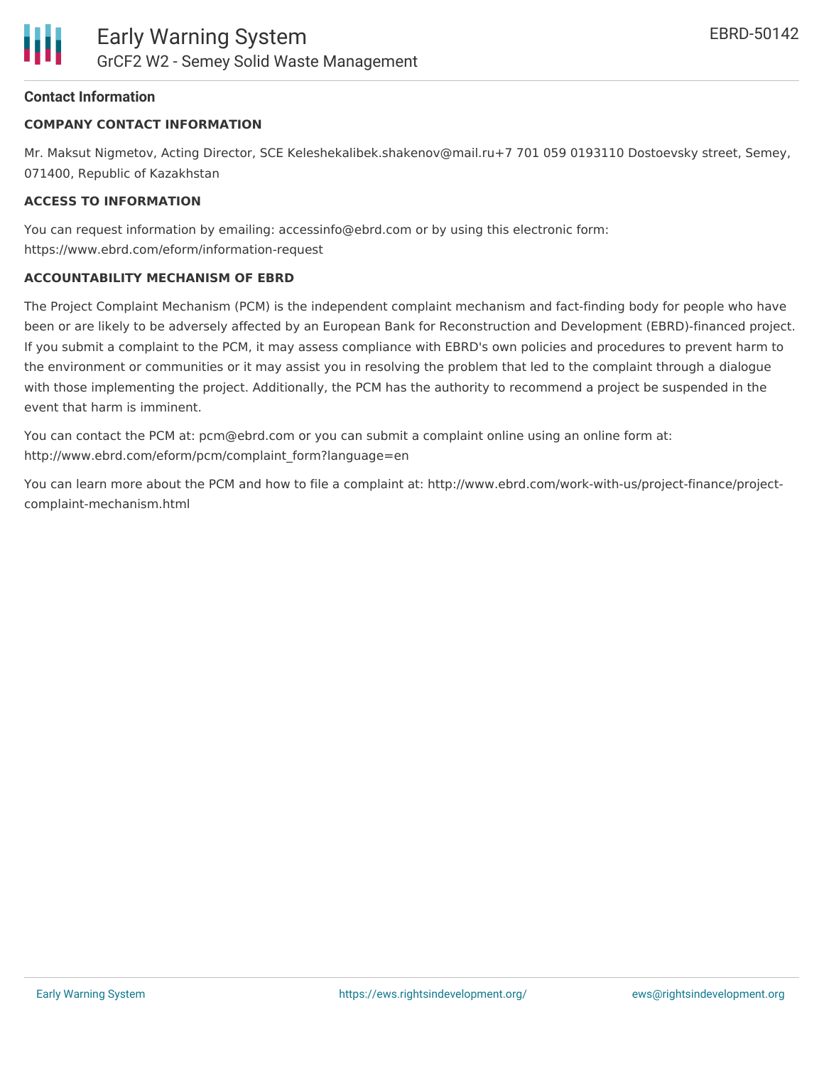## Contact Information

### COMPANY CONTACT INFORMATION

Mr. Maksut Nigmetov, Acting Director, SCE Keleshekalibek.shakenov@mail.ru+7 701 059 0193110 Dostoevsky street, Semey, 071400, Republic of Kazakhstan

### ACCESS TO INFORMATION

You can request information by emailing: accessinfo@ebrd.com or by using this electronic form: https://www.ebrd.com/eform/information-request

### ACCOUNTABILITY MECHANISM OF EBRD

The Project Complaint Mechanism (PCM) is the independent complaint mechanism and fact-finding body for people who have been or are likely to be adversely affected by an European Bank for Reconstruction and Development (EBRD)-financed project. If you submit a complaint to the PCM, it may assess compliance with EBRD's own policies and procedures to prevent harm to the environment or communities or it may assist you in resolving the problem that led to the complaint through a dialogue with those implementing the project. Additionally, the PCM has the authority to recommend a project be suspended in the event that harm is imminent.

You can contact the PCM at: pcm@ebrd.com or you can submit a complaint online using an online form at: http://www.ebrd.com/eform/pcm/complaint_form?language=en

You can learn more about the PCM and how to file a complaint at: http://www.ebrd.com/work-with-us/project-finance/project-complaint-mechanism.html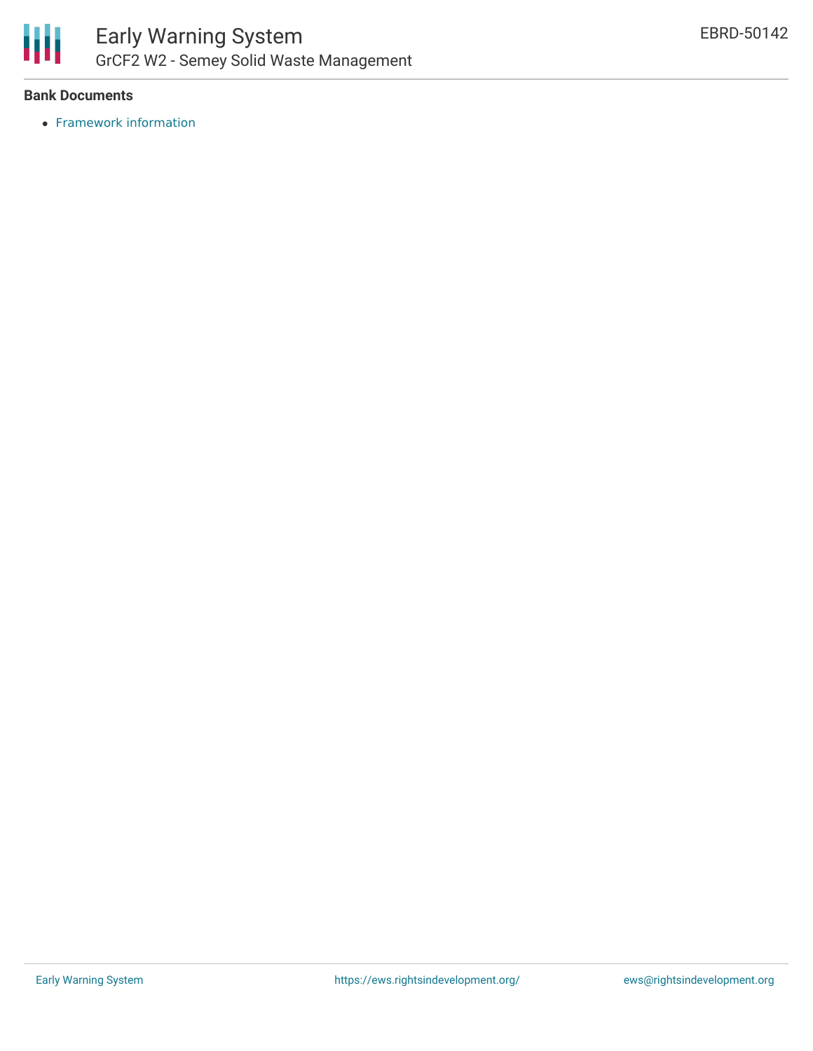**Bank Documents**

- Framework information